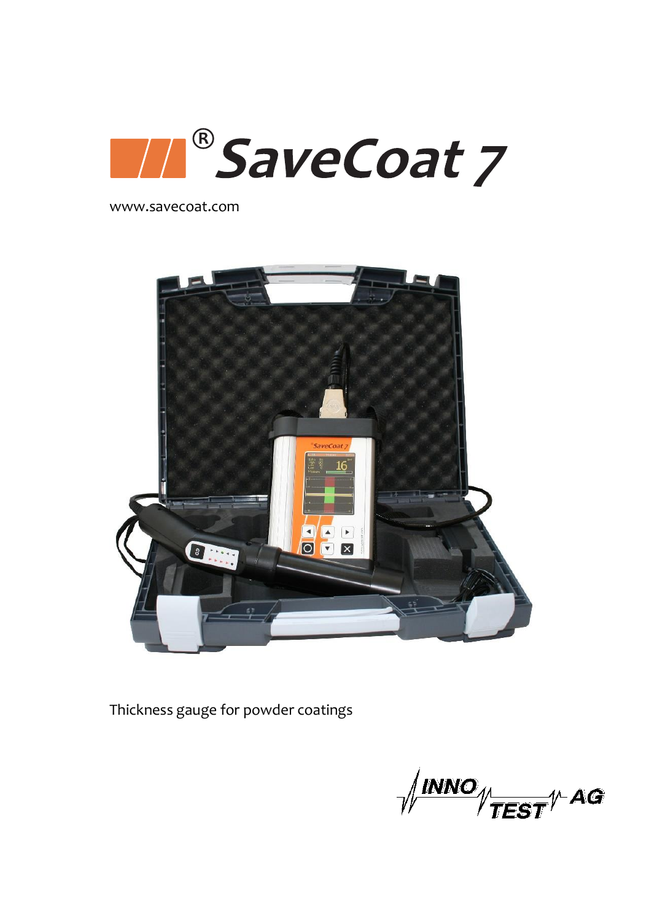# SaveCoat 7

www.savecoat.com

Thickness gauge for powder coatings

INNO TEST AG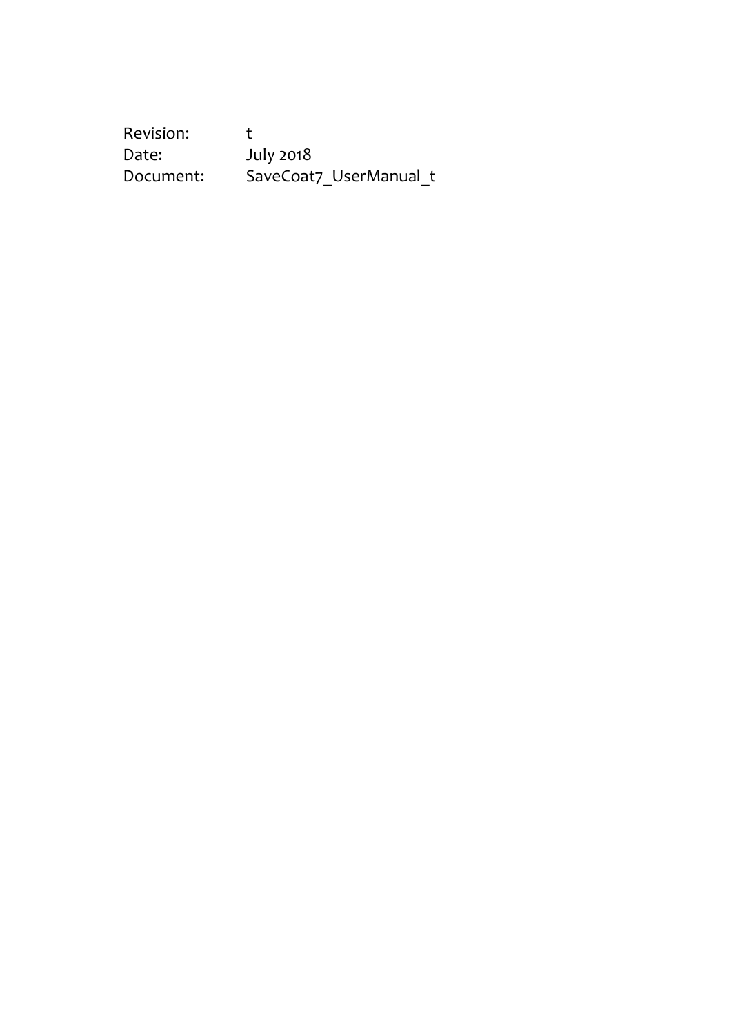| | |
|---|---|
| Revision: | t |
| Date: | July 2018 |
| Document: | SaveCoat7_UserManual_t |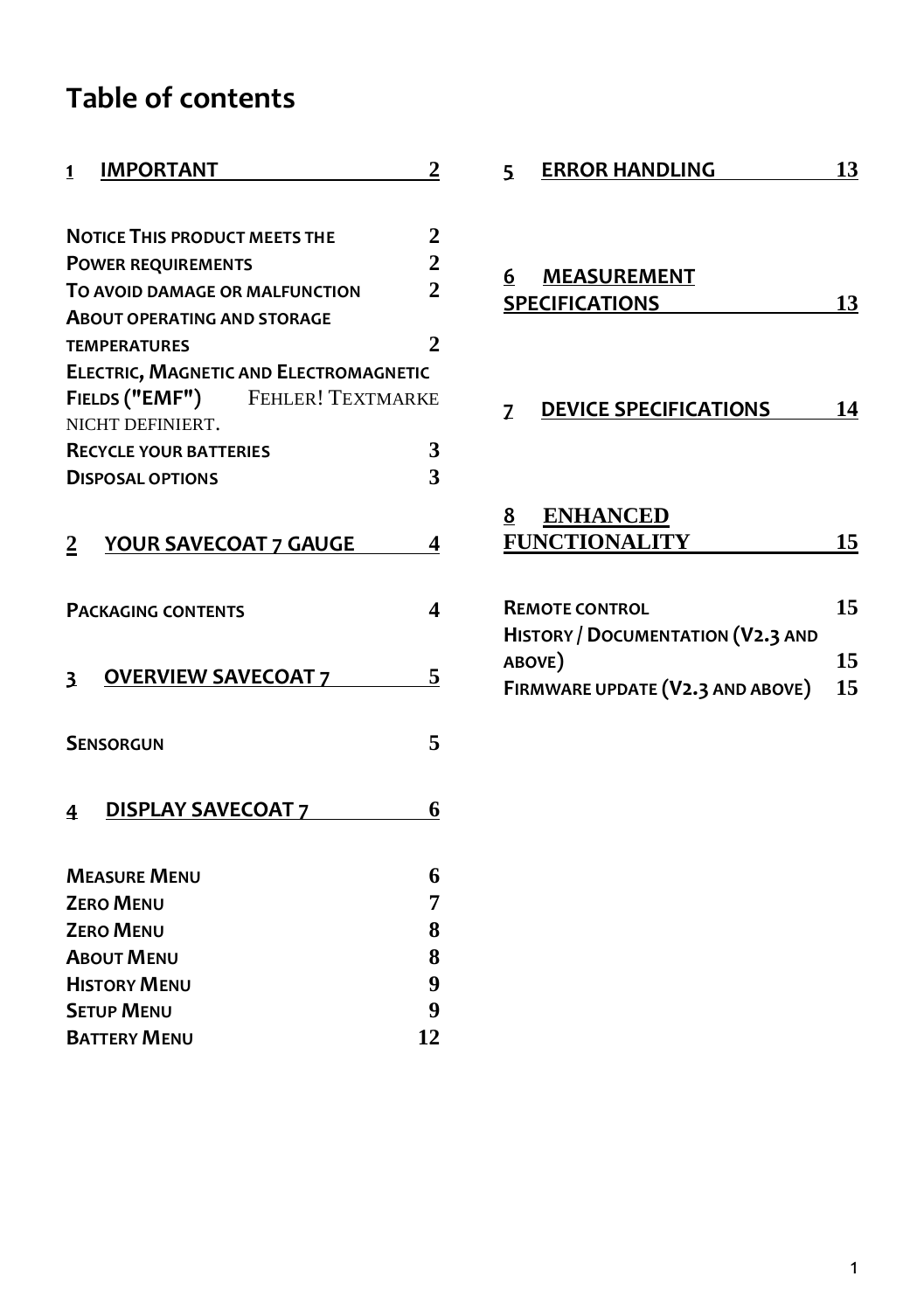# Table of contents

1 IMPORTANT 2

NOTICE THIS PRODUCT MEETS THE 2
POWER REQUIREMENTS 2
TO AVOID DAMAGE OR MALFUNCTION 2
ABOUT OPERATING AND STORAGE TEMPERATURES 2
ELECTRIC, MAGNETIC AND ELECTROMAGNETIC FIELDS ("EMF") FEHLER! TEXTMARKE NICHT DEFINIERT.
RECYCLE YOUR BATTERIES 3
DISPOSAL OPTIONS 3

2 YOUR SAVECOAT 7 GAUGE 4

PACKAGING CONTENTS 4

3 OVERVIEW SAVECOAT 7 5

SENSORGUN 5

4 DISPLAY SAVECOAT 7 6

MEASURE MENU 6
ZERO MENU 7
ZERO MENU 8
ABOUT MENU 8
HISTORY MENU 9
SETUP MENU 9
BATTERY MENU 12

5 ERROR HANDLING 13

6 MEASUREMENT SPECIFICATIONS 13

7 DEVICE SPECIFICATIONS 14

8 ENHANCED FUNCTIONALITY 15

REMOTE CONTROL 15
HISTORY / DOCUMENTATION (V2.3 AND ABOVE) 15
FIRMWARE UPDATE (V2.3 AND ABOVE) 15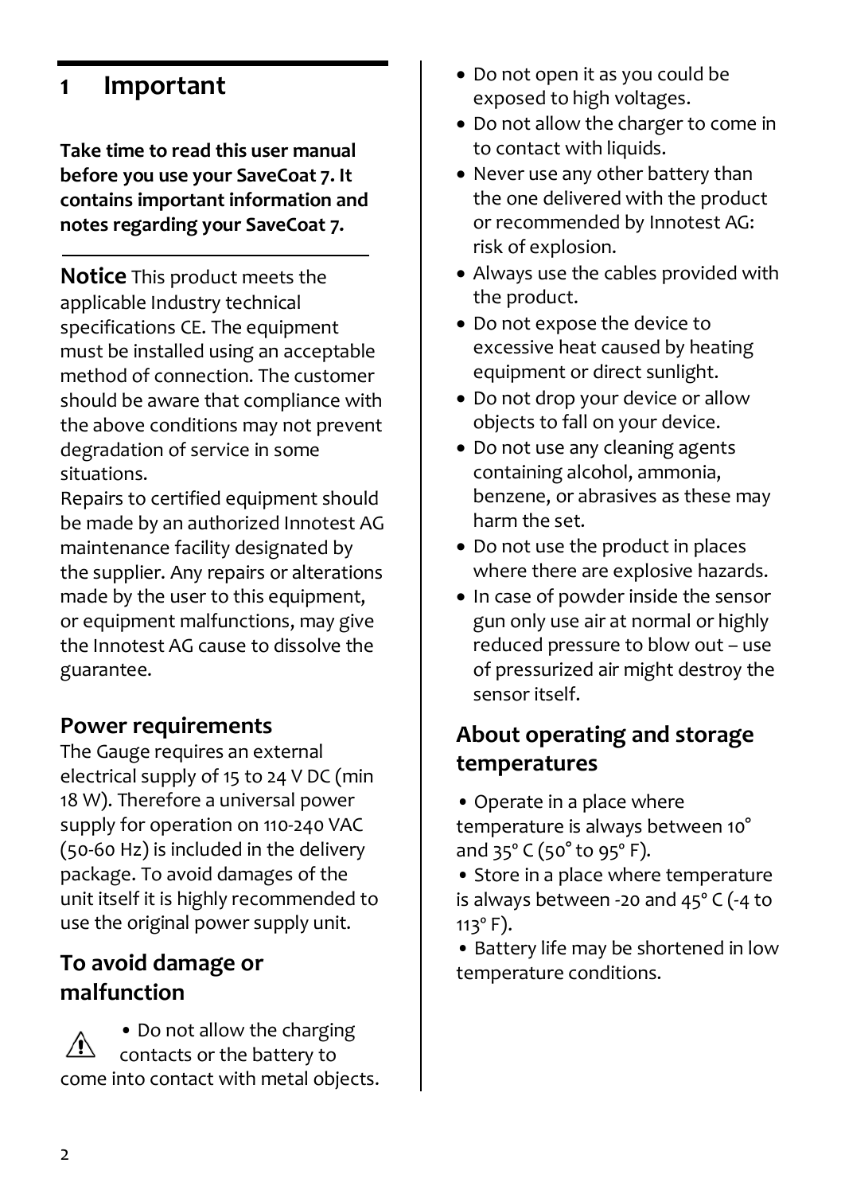# 1 Important

**Take time to read this user manual before you use your SaveCoat 7. It contains important information and notes regarding your SaveCoat 7.**

---

**Notice** This product meets the applicable Industry technical specifications CE. The equipment must be installed using an acceptable method of connection. The customer should be aware that compliance with the above conditions may not prevent degradation of service in some situations.
Repairs to certified equipment should be made by an authorized Innotest AG maintenance facility designated by the supplier. Any repairs or alterations made by the user to this equipment, or equipment malfunctions, may give the Innotest AG cause to dissolve the guarantee.

## Power requirements

The Gauge requires an external electrical supply of 15 to 24 V DC (min 18 W). Therefore a universal power supply for operation on 110-240 VAC (50-60 Hz) is included in the delivery package. To avoid damages of the unit itself it is highly recommended to use the original power supply unit.

## To avoid damage or malfunction

⚠ • Do not allow the charging contacts or the battery to come into contact with metal objects.

- Do not open it as you could be exposed to high voltages.
- Do not allow the charger to come in to contact with liquids.
- Never use any other battery than the one delivered with the product or recommended by Innotest AG: risk of explosion.
- Always use the cables provided with the product.
- Do not expose the device to excessive heat caused by heating equipment or direct sunlight.
- Do not drop your device or allow objects to fall on your device.
- Do not use any cleaning agents containing alcohol, ammonia, benzene, or abrasives as these may harm the set.
- Do not use the product in places where there are explosive hazards.
- In case of powder inside the sensor gun only use air at normal or highly reduced pressure to blow out – use of pressurized air might destroy the sensor itself.

## About operating and storage temperatures

- Operate in a place where temperature is always between 10° and 35° C (50° to 95° F).
- Store in a place where temperature is always between -20 and 45° C (-4 to 113° F).
- Battery life may be shortened in low temperature conditions.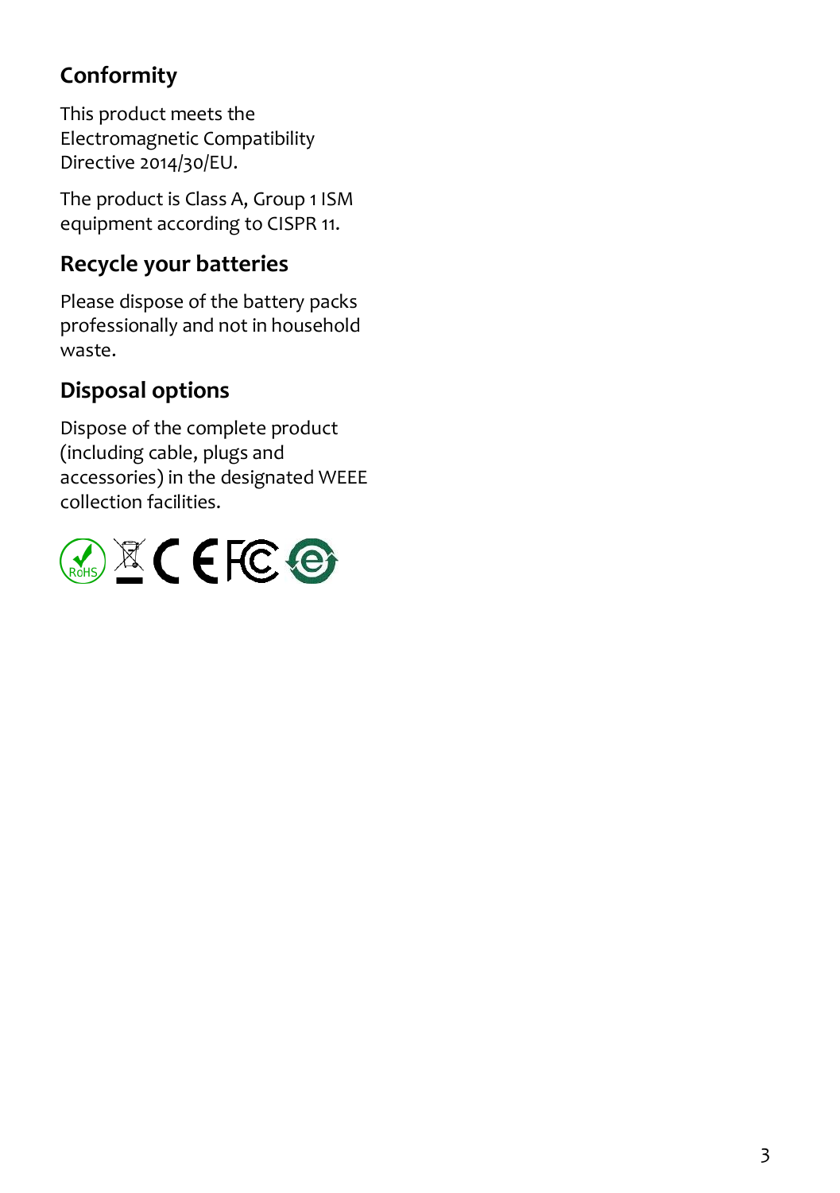## Conformity

This product meets the Electromagnetic Compatibility Directive 2014/30/EU.

The product is Class A, Group 1 ISM equipment according to CISPR 11.

## Recycle your batteries

Please dispose of the battery packs professionally and not in household waste.

## Disposal options

Dispose of the complete product (including cable, plugs and accessories) in the designated WEEE collection facilities.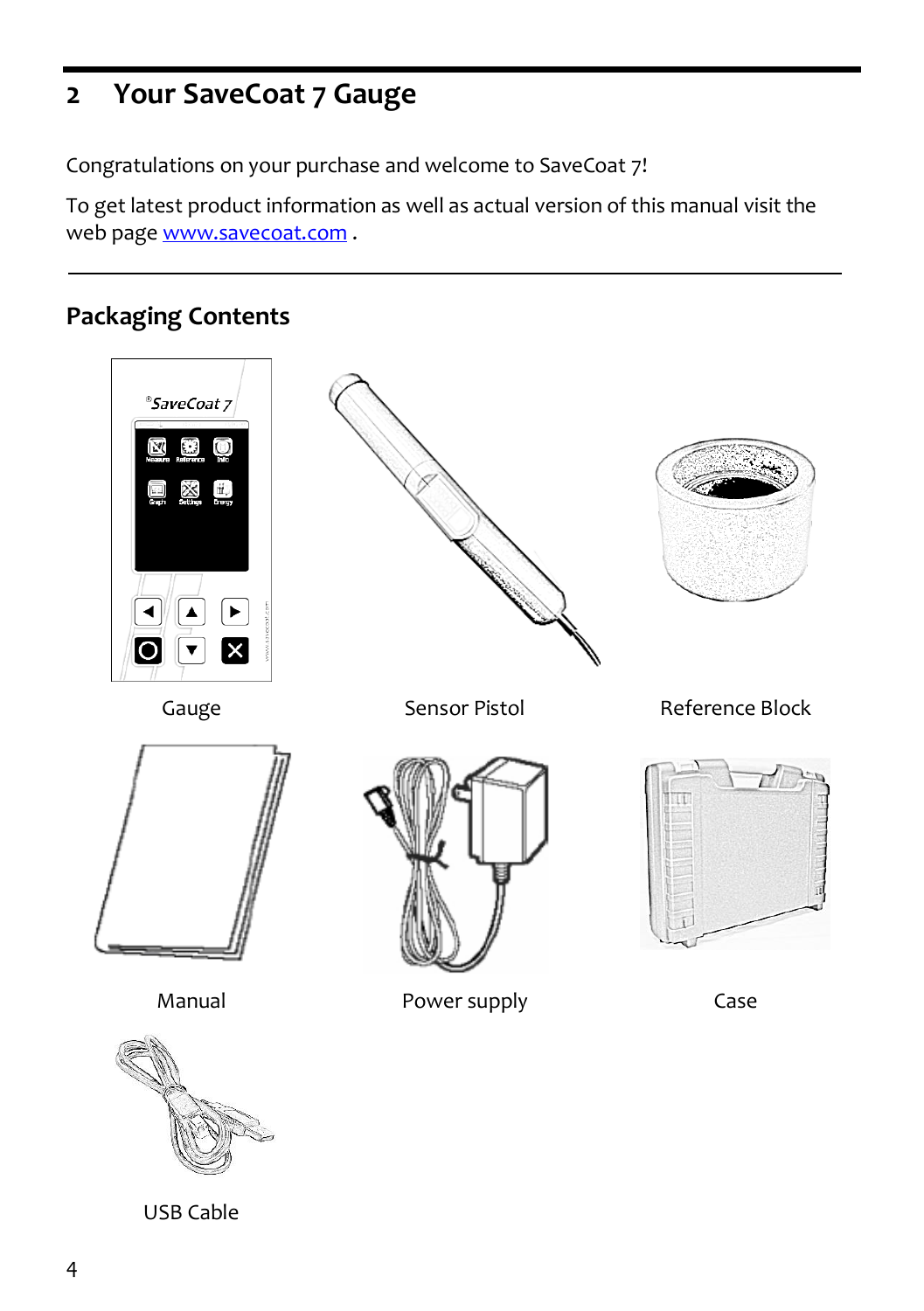# 2 Your SaveCoat 7 Gauge

Congratulations on your purchase and welcome to SaveCoat 7!

To get latest product information as well as actual version of this manual visit the web page www.savecoat.com .

---

## Packaging Contents

Gauge

Sensor Pistol

Reference Block

Manual

Power supply

Case

USB Cable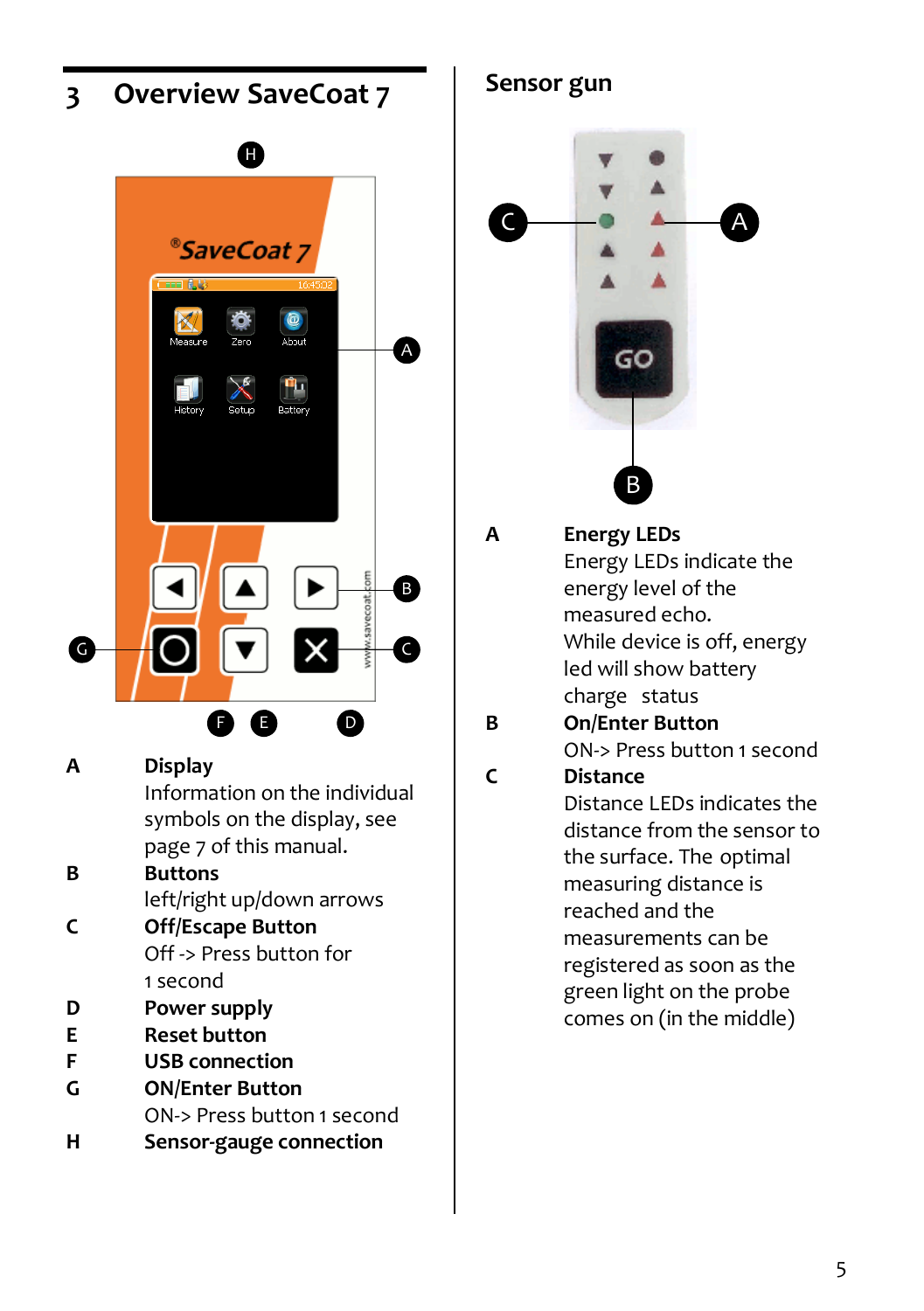## 3 Overview SaveCoat 7

**A** **Display**
Information on the individual symbols on the display, see page 7 of this manual.

**B** **Buttons**
left/right up/down arrows

**C** **Off/Escape Button**
Off -> Press button for 1 second

**D** **Power supply**

**E** **Reset button**

**F** **USB connection**

**G** **ON/Enter Button**
ON-> Press button 1 second

**H** **Sensor-gauge connection**

### Sensor gun

**A** **Energy LEDs**
Energy LEDs indicate the energy level of the measured echo.
While device is off, energy led will show battery charge status

**B** **On/Enter Button**
ON-> Press button 1 second

**C** **Distance**
Distance LEDs indicates the distance from the sensor to the surface. The optimal measuring distance is reached and the measurements can be registered as soon as the green light on the probe comes on (in the middle)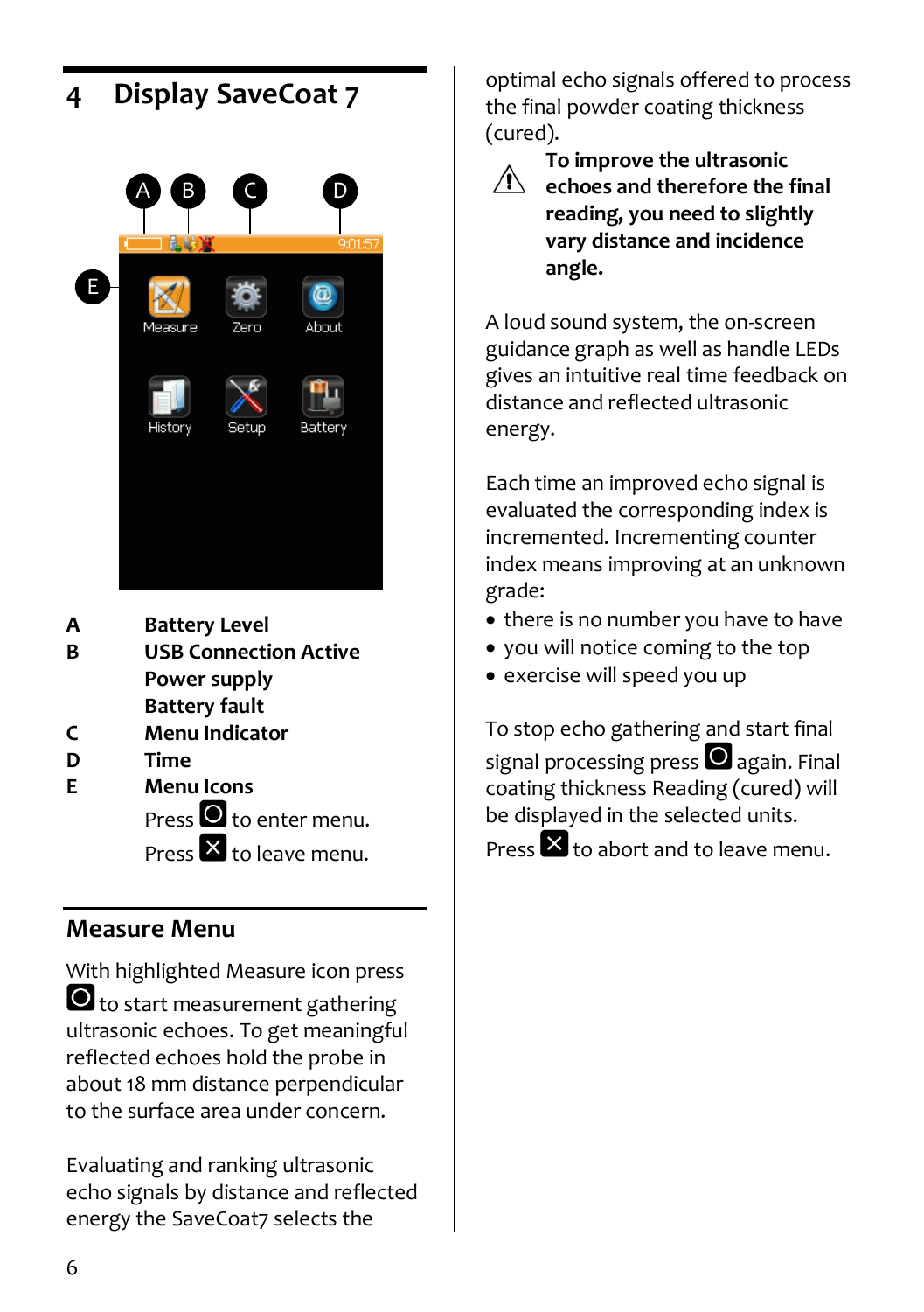# 4 Display SaveCoat 7

| | |
|---|---|
| A | **Battery Level** |
| B | **USB Connection Active** |
| | **Power supply** |
| | **Battery fault** |
| C | **Menu Indicator** |
| D | **Time** |
| E | **Menu Icons** |

Press ⭘ to enter menu.

Press ☒ to leave menu.

## Measure Menu

With highlighted Measure icon press ⭘ to start measurement gathering ultrasonic echoes. To get meaningful reflected echoes hold the probe in about 18 mm distance perpendicular to the surface area under concern.

Evaluating and ranking ultrasonic echo signals by distance and reflected energy the SaveCoat7 selects the optimal echo signals offered to process the final powder coating thickness (cured).

⚠ **To improve the ultrasonic echoes and therefore the final reading, you need to slightly vary distance and incidence angle.**

A loud sound system, the on-screen guidance graph as well as handle LEDs gives an intuitive real time feedback on distance and reflected ultrasonic energy.

Each time an improved echo signal is evaluated the corresponding index is incremented. Incrementing counter index means improving at an unknown grade:

- there is no number you have to have
- you will notice coming to the top
- exercise will speed you up

To stop echo gathering and start final signal processing press ⭘ again. Final coating thickness Reading (cured) will be displayed in the selected units.

Press ☒ to abort and to leave menu.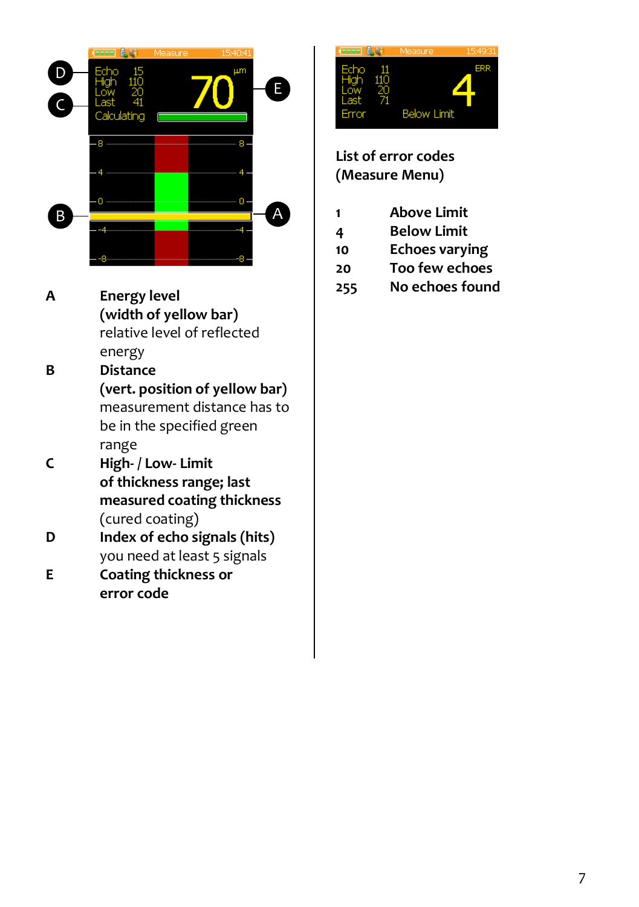| | |
|---|---|
| **A** | **Energy level (width of yellow bar)** relative level of reflected energy |
| **B** | **Distance (vert. position of yellow bar)** measurement distance has to be in the specified green range |
| **C** | **High- / Low- Limit of thickness range; last measured coating thickness** (cured coating) |
| **D** | **Index of echo signals (hits)** you need at least 5 signals |
| **E** | **Coating thickness or error code** |

**List of error codes (Measure Menu)**

| | |
|---|---|
| **1** | **Above Limit** |
| **4** | **Below Limit** |
| **10** | **Echoes varying** |
| **20** | **Too few echoes** |
| **255** | **No echoes found** |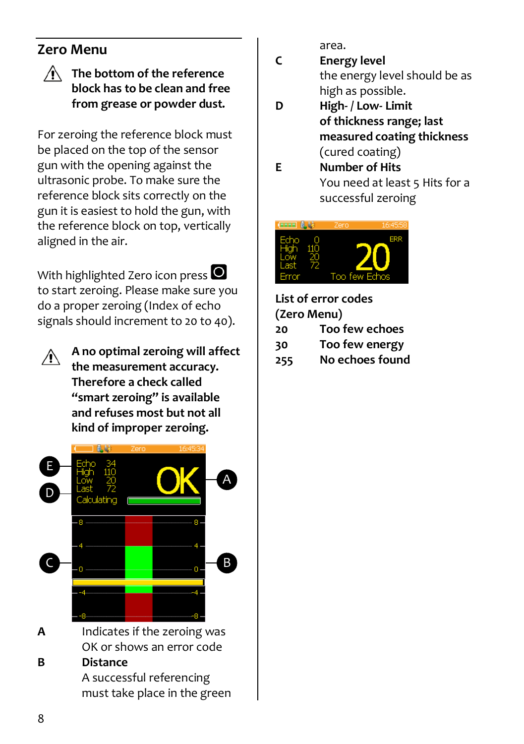## Zero Menu

⚠ **The bottom of the reference block has to be clean and free from grease or powder dust.**

For zeroing the reference block must be placed on the top of the sensor gun with the opening against the ultrasonic probe. To make sure the reference block sits correctly on the gun it is easiest to hold the gun, with the reference block on top, vertically aligned in the air.

With highlighted Zero icon press O to start zeroing. Please make sure you do a proper zeroing (Index of echo signals should increment to 20 to 40).

⚠ **A no optimal zeroing will affect the measurement accuracy. Therefore a check called "smart zeroing" is available and refuses most but not all kind of improper zeroing.**

**A** Indicates if the zeroing was OK or shows an error code

**B** **Distance**
A successful referencing must take place in the green area.

**C** **Energy level**
the energy level should be as high as possible.

**D** **High- / Low- Limit of thickness range; last measured coating thickness**
(cured coating)

**E** **Number of Hits**
You need at least 5 Hits for a successful zeroing

**List of error codes (Zero Menu)**

| | |
|---|---|
| **20** | **Too few echoes** |
| **30** | **Too few energy** |
| **255** | **No echoes found** |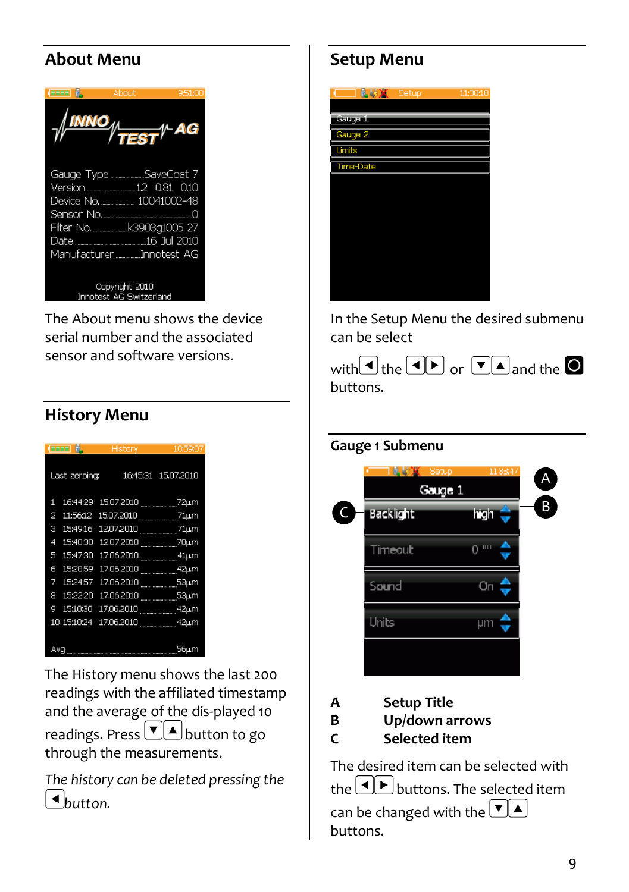## About Menu

The About menu shows the device serial number and the associated sensor and software versions.

## History Menu

The History menu shows the last 200 readings with the affiliated timestamp and the average of the dis-played 10 readings. Press ▼▲ button to go through the measurements.

*The history can be deleted pressing the ◄ button.*

## Setup Menu

In the Setup Menu the desired submenu can be select

with ◄ the ◄► or ▼▲ and the ○ buttons.

### Gauge 1 Submenu

| | |
|---|---|
| **A** | **Setup Title** |
| **B** | **Up/down arrows** |
| **C** | **Selected item** |

The desired item can be selected with the ◄► buttons. The selected item can be changed with the ▼▲ buttons.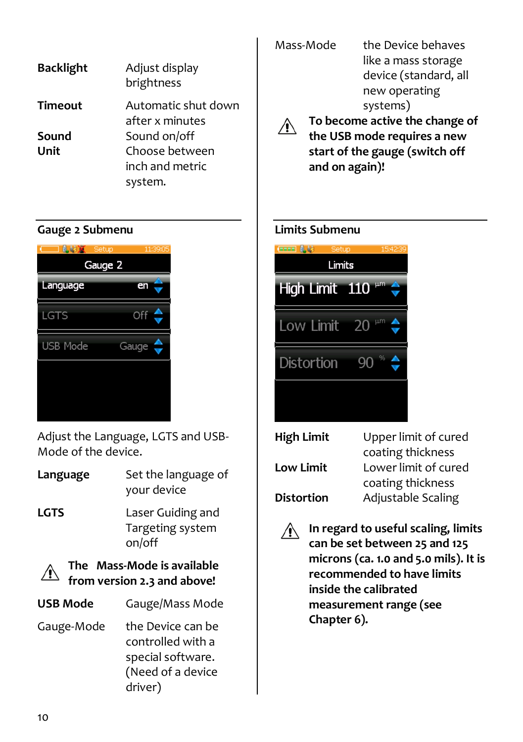| | |
|---|---|
| **Backlight** | Adjust display brightness |
| **Timeout** | Automatic shut down after x minutes |
| **Sound** | Sound on/off |
| **Unit** | Choose between inch and metric system. |

## Gauge 2 Submenu

Adjust the Language, LGTS and USB-Mode of the device.

| | |
|---|---|
| **Language** | Set the language of your device |
| **LGTS** | Laser Guiding and Targeting system on/off |

⚠ **The Mass-Mode is available from version 2.3 and above!**

| | |
|---|---|
| **USB Mode** | Gauge/Mass Mode |
| Gauge-Mode | the Device can be controlled with a special software. (Need of a device driver) |
| Mass-Mode | the Device behaves like a mass storage device (standard, all new operating systems) |

⚠ **To become active the change of the USB mode requires a new start of the gauge (switch off and on again)!**

## Limits Submenu

| | |
|---|---|
| **High Limit** | Upper limit of cured coating thickness |
| **Low Limit** | Lower limit of cured coating thickness |
| **Distortion** | Adjustable Scaling |

⚠ **In regard to useful scaling, limits can be set between 25 and 125 microns (ca. 1.0 and 5.0 mils). It is recommended to have limits inside the calibrated measurement range (see Chapter 6).**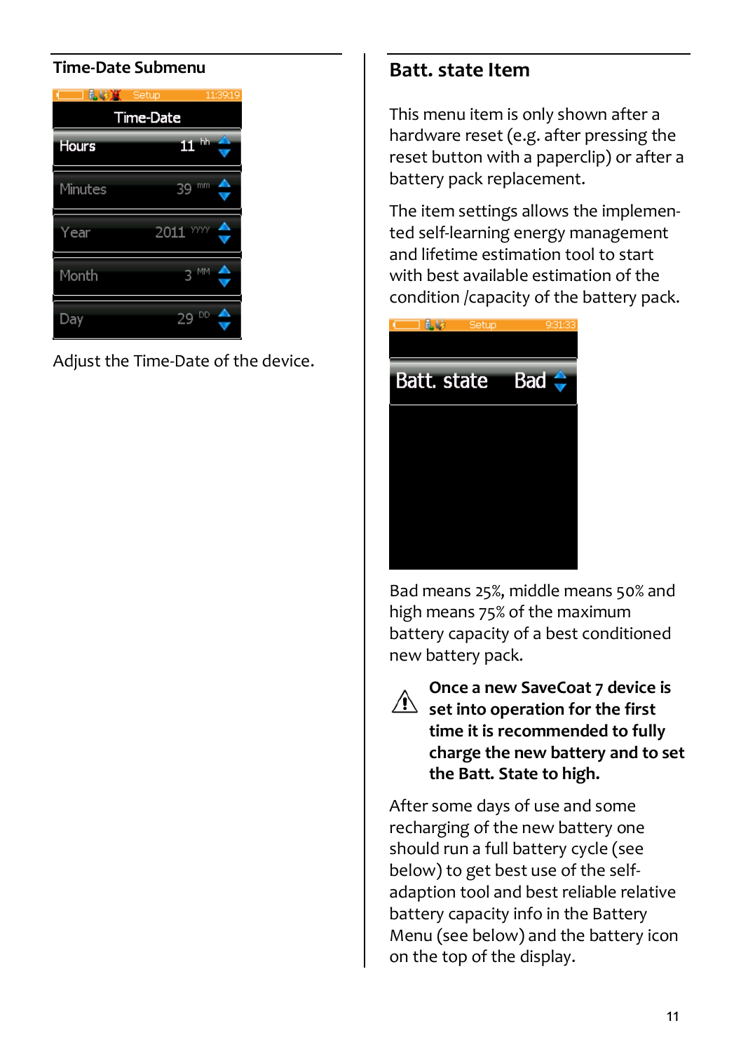## Time-Date Submenu

Adjust the Time-Date of the device.

## Batt. state Item

This menu item is only shown after a hardware reset (e.g. after pressing the reset button with a paperclip) or after a battery pack replacement.

The item settings allows the implemented self-learning energy management and lifetime estimation tool to start with best available estimation of the condition /capacity of the battery pack.

Bad means 25%, middle means 50% and high means 75% of the maximum battery capacity of a best conditioned new battery pack.

⚠ **Once a new SaveCoat 7 device is set into operation for the first time it is recommended to fully charge the new battery and to set the Batt. State to high.**

After some days of use and some recharging of the new battery one should run a full battery cycle (see below) to get best use of the self-adaption tool and best reliable relative battery capacity info in the Battery Menu (see below) and the battery icon on the top of the display.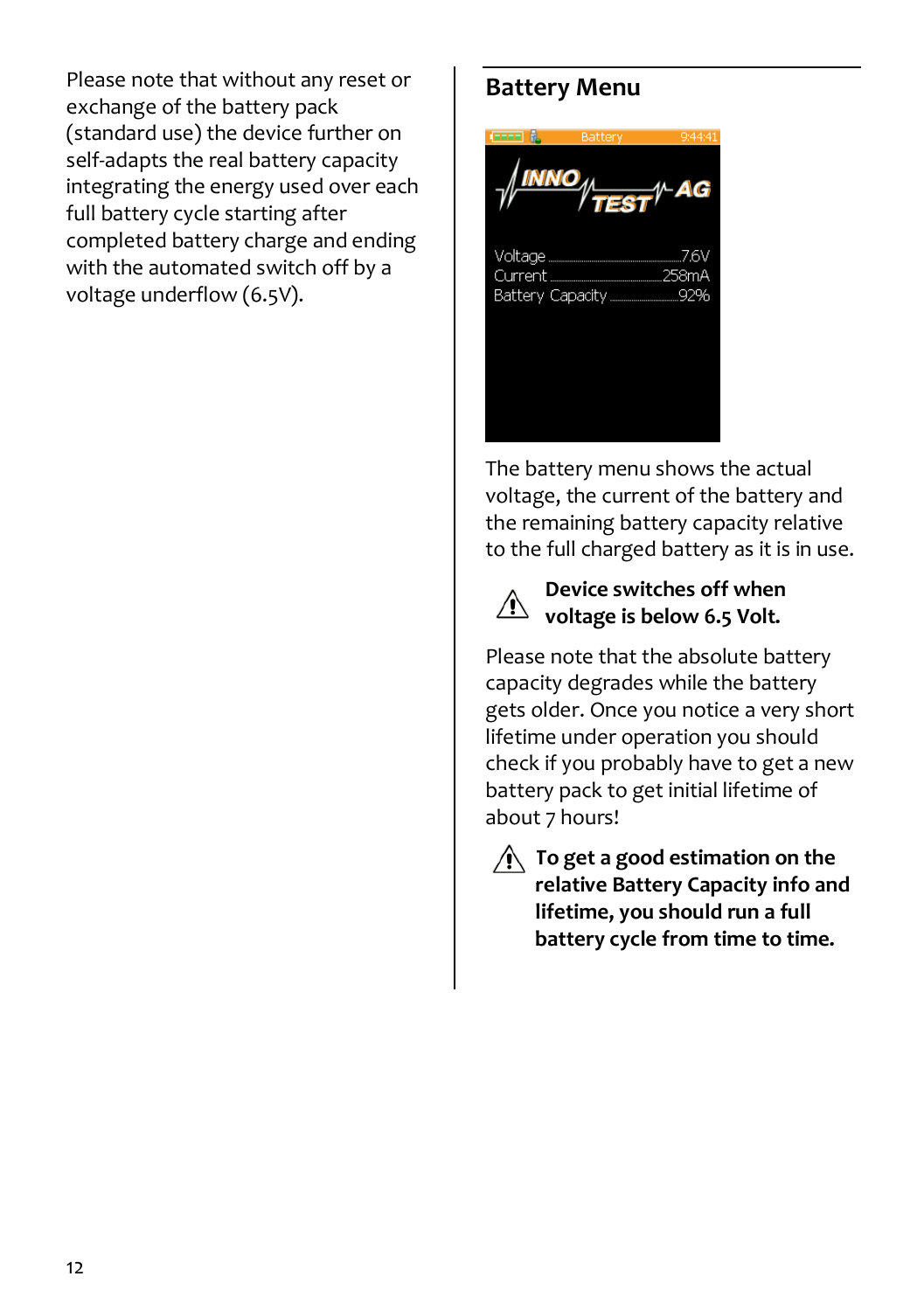Please note that without any reset or exchange of the battery pack (standard use) the device further on self-adapts the real battery capacity integrating the energy used over each full battery cycle starting after completed battery charge and ending with the automated switch off by a voltage underflow (6.5V).

## Battery Menu

The battery menu shows the actual voltage, the current of the battery and the remaining battery capacity relative to the full charged battery as it is in use.

⚠ **Device switches off when voltage is below 6.5 Volt.**

Please note that the absolute battery capacity degrades while the battery gets older. Once you notice a very short lifetime under operation you should check if you probably have to get a new battery pack to get initial lifetime of about 7 hours!

⚠ **To get a good estimation on the relative Battery Capacity info and lifetime, you should run a full battery cycle from time to time.**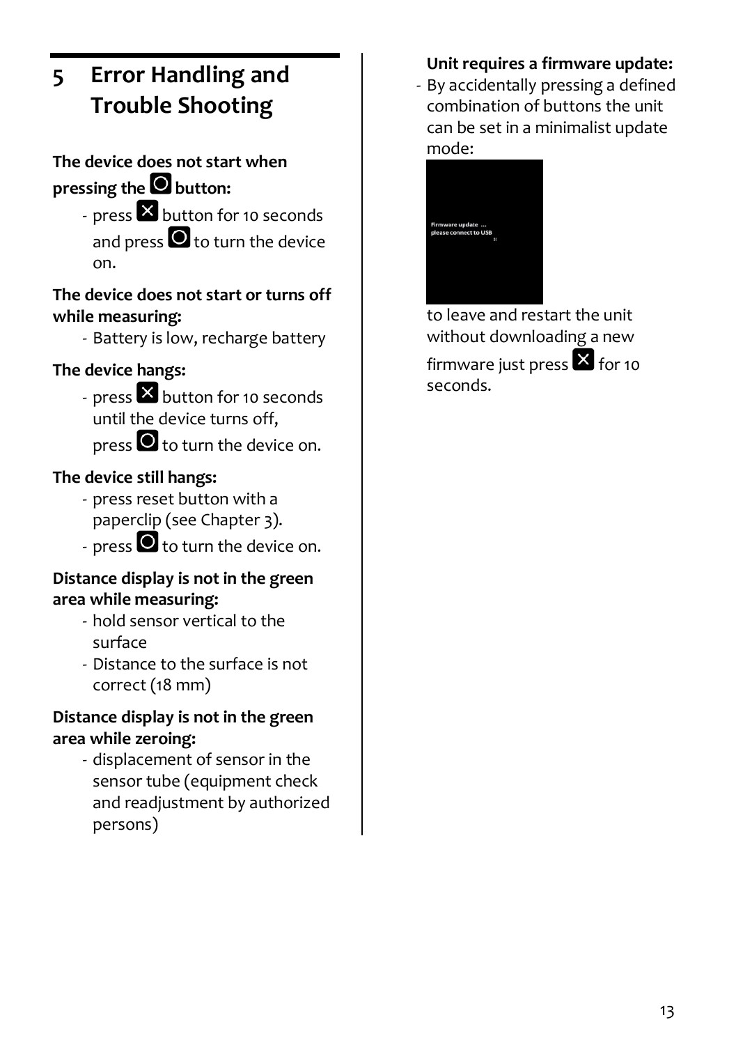# 5 Error Handling and Trouble Shooting

**The device does not start when pressing the ⭘ button:**

- press ☒ button for 10 seconds and press ⭘ to turn the device on.

**The device does not start or turns off while measuring:**

- Battery is low, recharge battery

**The device hangs:**

- press ☒ button for 10 seconds until the device turns off, press ⭘ to turn the device on.

**The device still hangs:**

- press reset button with a paperclip (see Chapter 3).
- press ⭘ to turn the device on.

**Distance display is not in the green area while measuring:**

- hold sensor vertical to the surface
- Distance to the surface is not correct (18 mm)

**Distance display is not in the green area while zeroing:**

- displacement of sensor in the sensor tube (equipment check and readjustment by authorized persons)

**Unit requires a firmware update:**

- By accidentally pressing a defined combination of buttons the unit can be set in a minimalist update mode:

Firmware update ...
please connect to USB

to leave and restart the unit without downloading a new firmware just press ☒ for 10 seconds.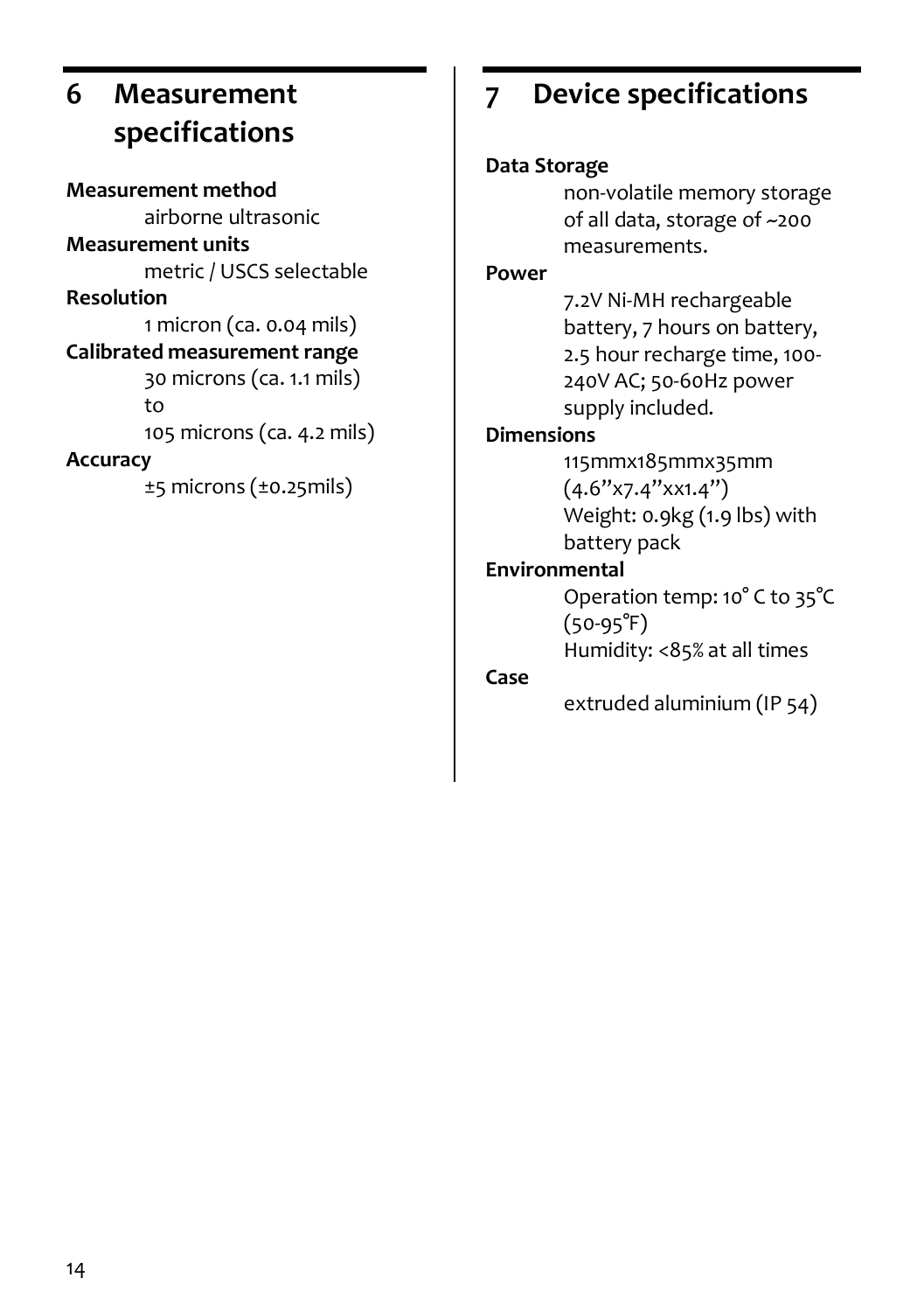# 6 Measurement specifications

**Measurement method**

airborne ultrasonic

**Measurement units**

metric / USCS selectable

**Resolution**

1 micron (ca. 0.04 mils)

**Calibrated measurement range**

30 microns (ca. 1.1 mils) to 105 microns (ca. 4.2 mils)

**Accuracy**

±5 microns (±0.25mils)

# 7 Device specifications

**Data Storage**

non-volatile memory storage of all data, storage of ~200 measurements.

**Power**

7.2V Ni-MH rechargeable battery, 7 hours on battery, 2.5 hour recharge time, 100-240V AC; 50-60Hz power supply included.

**Dimensions**

115mmx185mmx35mm (4.6”x7.4”xx1.4”)
Weight: 0.9kg (1.9 lbs) with battery pack

**Environmental**

Operation temp: 10° C to 35°C (50-95°F)
Humidity: <85% at all times

**Case**

extruded aluminium (IP 54)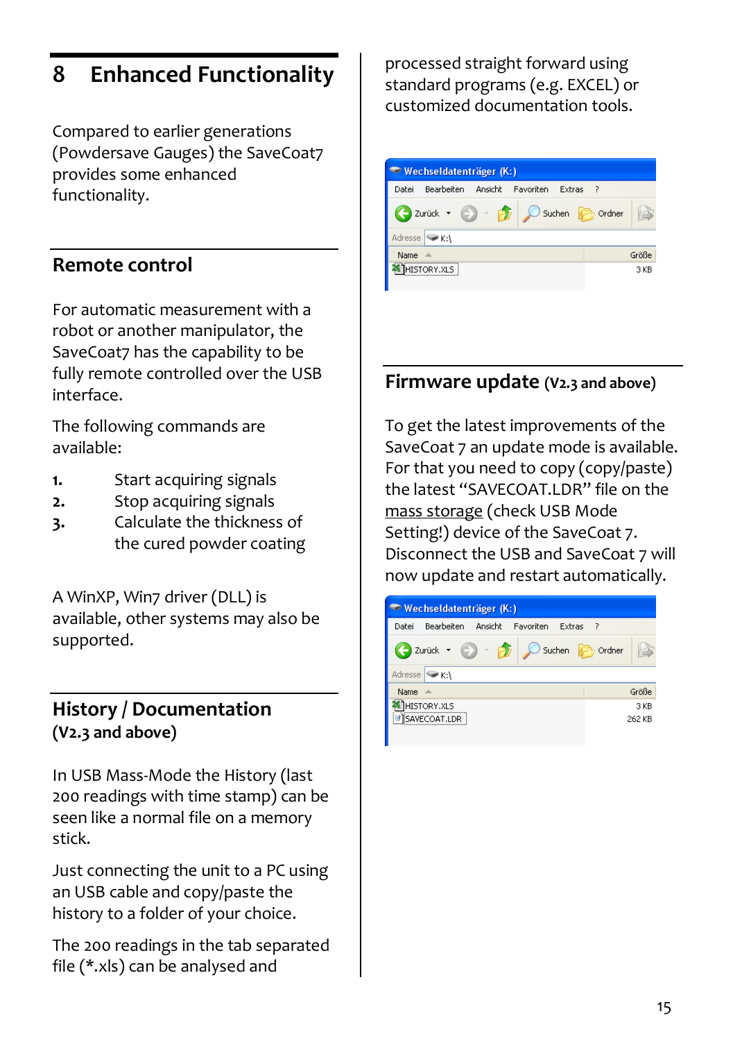# 8 Enhanced Functionality

Compared to earlier generations (Powdersave Gauges) the SaveCoat7 provides some enhanced functionality.

## Remote control

For automatic measurement with a robot or another manipulator, the SaveCoat7 has the capability to be fully remote controlled over the USB interface.

The following commands are available:

1. Start acquiring signals
2. Stop acquiring signals
3. Calculate the thickness of the cured powder coating

A WinXP, Win7 driver (DLL) is available, other systems may also be supported.

## History / Documentation (V2.3 and above)

In USB Mass-Mode the History (last 200 readings with time stamp) can be seen like a normal file on a memory stick.

Just connecting the unit to a PC using an USB cable and copy/paste the history to a folder of your choice.

The 200 readings in the tab separated file (*.xls) can be analysed and processed straight forward using standard programs (e.g. EXCEL) or customized documentation tools.

Wechseldatenträger (K:)

Datei Bearbeiten Ansicht Favoriten Extras ?

Zurück Suchen Ordner

Adresse K:\

| Name | Größe |
|---|---|
| HISTORY.XLS | 3 KB |

## Firmware update (V2.3 and above)

To get the latest improvements of the SaveCoat 7 an update mode is available. For that you need to copy (copy/paste) the latest "SAVECOAT.LDR" file on the mass storage (check USB Mode Setting!) device of the SaveCoat 7. Disconnect the USB and SaveCoat 7 will now update and restart automatically.

Wechseldatenträger (K:)

Datei Bearbeiten Ansicht Favoriten Extras ?

Zurück Suchen Ordner

Adresse K:\

| Name | Größe |
|---|---|
| HISTORY.XLS | 3 KB |
| SAVECOAT.LDR | 262 KB |